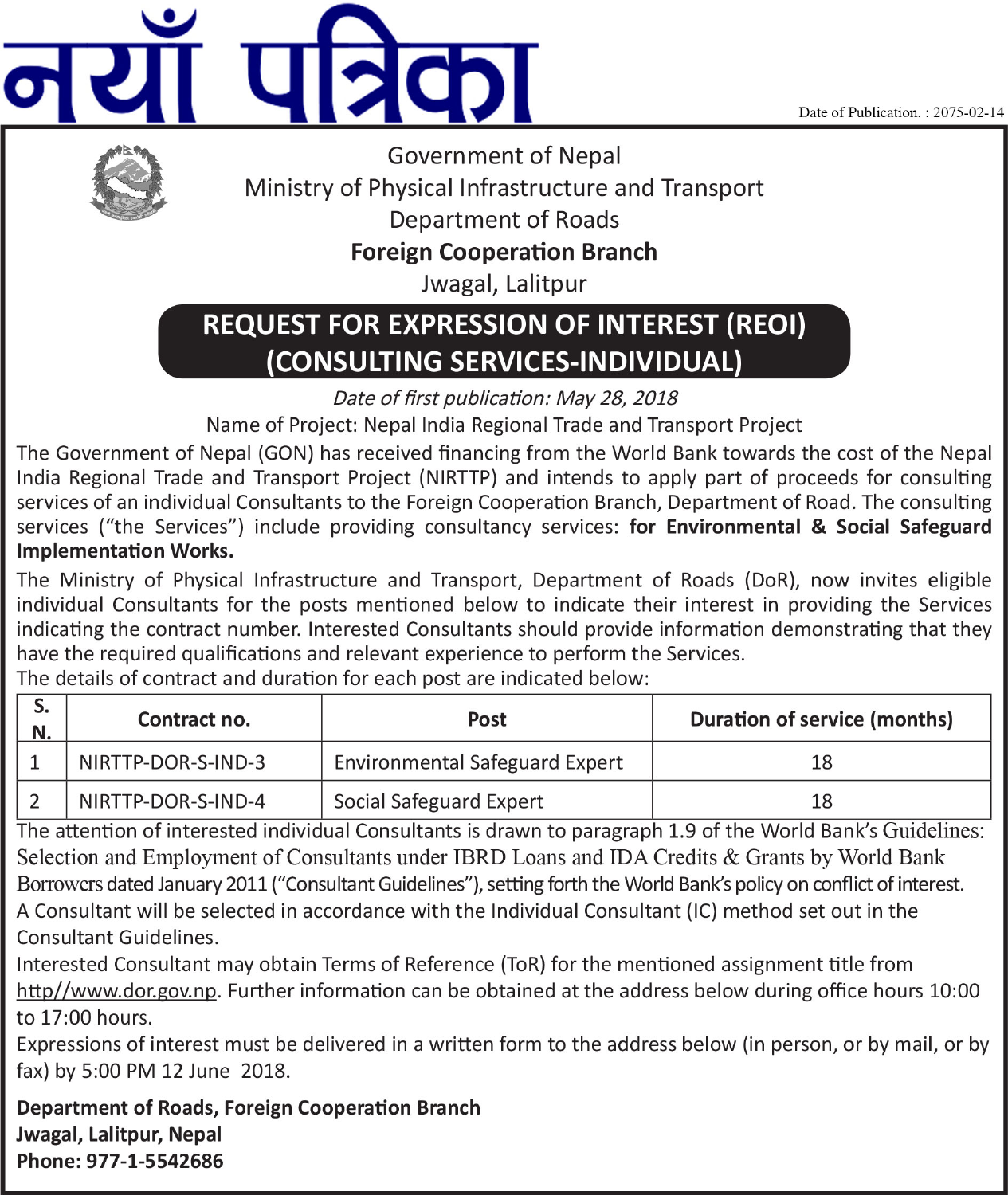# नयाँ पत्रिका

Date of Publication. : 2075-02-14

Government of Nepal
Ministry of Physical Infrastructure and Transport
Department of Roads
**Foreign Cooperation Branch**
Jwagal, Lalitpur

## REQUEST FOR EXPRESSION OF INTEREST (REOI)
## (CONSULTING SERVICES-INDIVIDUAL)

*Date of first publication: May 28, 2018*

Name of Project: Nepal India Regional Trade and Transport Project

The Government of Nepal (GON) has received financing from the World Bank towards the cost of the Nepal India Regional Trade and Transport Project (NIRTTP) and intends to apply part of proceeds for consulting services of an individual Consultants to the Foreign Cooperation Branch, Department of Road. The consulting services ("the Services") include providing consultancy services: **for Environmental & Social Safeguard Implementation Works.**

The Ministry of Physical Infrastructure and Transport, Department of Roads (DoR), now invites eligible individual Consultants for the posts mentioned below to indicate their interest in providing the Services indicating the contract number. Interested Consultants should provide information demonstrating that they have the required qualifications and relevant experience to perform the Services.

The details of contract and duration for each post are indicated below:

| S. N. | Contract no. | Post | Duration of service (months) |
|---|---|---|---|
| 1 | NIRTTP-DOR-S-IND-3 | Environmental Safeguard Expert | 18 |
| 2 | NIRTTP-DOR-S-IND-4 | Social Safeguard Expert | 18 |

The attention of interested individual Consultants is drawn to paragraph 1.9 of the World Bank's Guidelines: Selection and Employment of Consultants under IBRD Loans and IDA Credits & Grants by World Bank Borrowers dated January 2011 ("Consultant Guidelines"), setting forth the World Bank's policy on conflict of interest.

A Consultant will be selected in accordance with the Individual Consultant (IC) method set out in the Consultant Guidelines.

Interested Consultant may obtain Terms of Reference (ToR) for the mentioned assignment title from http//www.dor.gov.np. Further information can be obtained at the address below during office hours 10:00 to 17:00 hours.

Expressions of interest must be delivered in a written form to the address below (in person, or by mail, or by fax) by 5:00 PM 12 June 2018.

**Department of Roads, Foreign Cooperation Branch**
**Jwagal, Lalitpur, Nepal**
**Phone: 977-1-5542686**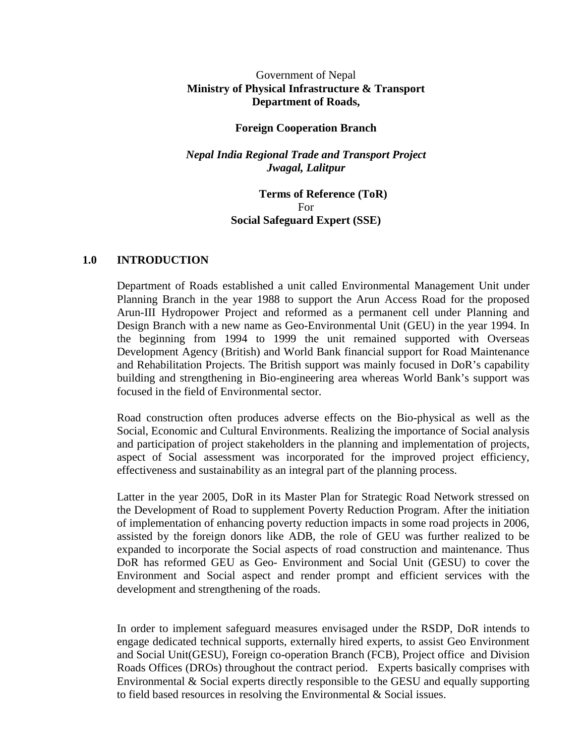Government of Nepal

**Ministry of Physical Infrastructure & Transport**

**Department of Roads,**

**Foreign Cooperation Branch**

***Nepal India Regional Trade and Transport Project***

***Jwagal, Lalitpur***

**Terms of Reference (ToR)**

For

**Social Safeguard Expert (SSE)**

## 1.0 INTRODUCTION

Department of Roads established a unit called Environmental Management Unit under Planning Branch in the year 1988 to support the Arun Access Road for the proposed Arun-III Hydropower Project and reformed as a permanent cell under Planning and Design Branch with a new name as Geo-Environmental Unit (GEU) in the year 1994. In the beginning from 1994 to 1999 the unit remained supported with Overseas Development Agency (British) and World Bank financial support for Road Maintenance and Rehabilitation Projects. The British support was mainly focused in DoR's capability building and strengthening in Bio-engineering area whereas World Bank's support was focused in the field of Environmental sector.

Road construction often produces adverse effects on the Bio-physical as well as the Social, Economic and Cultural Environments. Realizing the importance of Social analysis and participation of project stakeholders in the planning and implementation of projects, aspect of Social assessment was incorporated for the improved project efficiency, effectiveness and sustainability as an integral part of the planning process.

Latter in the year 2005, DoR in its Master Plan for Strategic Road Network stressed on the Development of Road to supplement Poverty Reduction Program. After the initiation of implementation of enhancing poverty reduction impacts in some road projects in 2006, assisted by the foreign donors like ADB, the role of GEU was further realized to be expanded to incorporate the Social aspects of road construction and maintenance. Thus DoR has reformed GEU as Geo- Environment and Social Unit (GESU) to cover the Environment and Social aspect and render prompt and efficient services with the development and strengthening of the roads.

In order to implement safeguard measures envisaged under the RSDP, DoR intends to engage dedicated technical supports, externally hired experts, to assist Geo Environment and Social Unit(GESU), Foreign co-operation Branch (FCB), Project office and Division Roads Offices (DROs) throughout the contract period. Experts basically comprises with Environmental & Social experts directly responsible to the GESU and equally supporting to field based resources in resolving the Environmental & Social issues.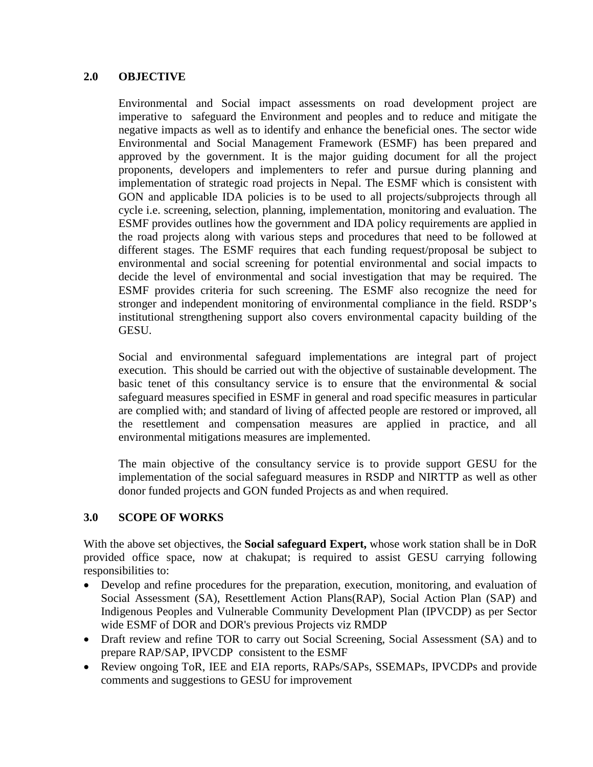## 2.0 OBJECTIVE

Environmental and Social impact assessments on road development project are imperative to safeguard the Environment and peoples and to reduce and mitigate the negative impacts as well as to identify and enhance the beneficial ones. The sector wide Environmental and Social Management Framework (ESMF) has been prepared and approved by the government. It is the major guiding document for all the project proponents, developers and implementers to refer and pursue during planning and implementation of strategic road projects in Nepal. The ESMF which is consistent with GON and applicable IDA policies is to be used to all projects/subprojects through all cycle i.e. screening, selection, planning, implementation, monitoring and evaluation. The ESMF provides outlines how the government and IDA policy requirements are applied in the road projects along with various steps and procedures that need to be followed at different stages. The ESMF requires that each funding request/proposal be subject to environmental and social screening for potential environmental and social impacts to decide the level of environmental and social investigation that may be required. The ESMF provides criteria for such screening. The ESMF also recognize the need for stronger and independent monitoring of environmental compliance in the field. RSDP's institutional strengthening support also covers environmental capacity building of the GESU.

Social and environmental safeguard implementations are integral part of project execution. This should be carried out with the objective of sustainable development. The basic tenet of this consultancy service is to ensure that the environmental & social safeguard measures specified in ESMF in general and road specific measures in particular are complied with; and standard of living of affected people are restored or improved, all the resettlement and compensation measures are applied in practice, and all environmental mitigations measures are implemented.

The main objective of the consultancy service is to provide support GESU for the implementation of the social safeguard measures in RSDP and NIRTTP as well as other donor funded projects and GON funded Projects as and when required.

## 3.0 SCOPE OF WORKS

With the above set objectives, the **Social safeguard Expert,** whose work station shall be in DoR provided office space, now at chakupat; is required to assist GESU carrying following responsibilities to:

- Develop and refine procedures for the preparation, execution, monitoring, and evaluation of Social Assessment (SA), Resettlement Action Plans(RAP), Social Action Plan (SAP) and Indigenous Peoples and Vulnerable Community Development Plan (IPVCDP) as per Sector wide ESMF of DOR and DOR's previous Projects viz RMDP
- Draft review and refine TOR to carry out Social Screening, Social Assessment (SA) and to prepare RAP/SAP, IPVCDP consistent to the ESMF
- Review ongoing ToR, IEE and EIA reports, RAPs/SAPs, SSEMAPs, IPVCDPs and provide comments and suggestions to GESU for improvement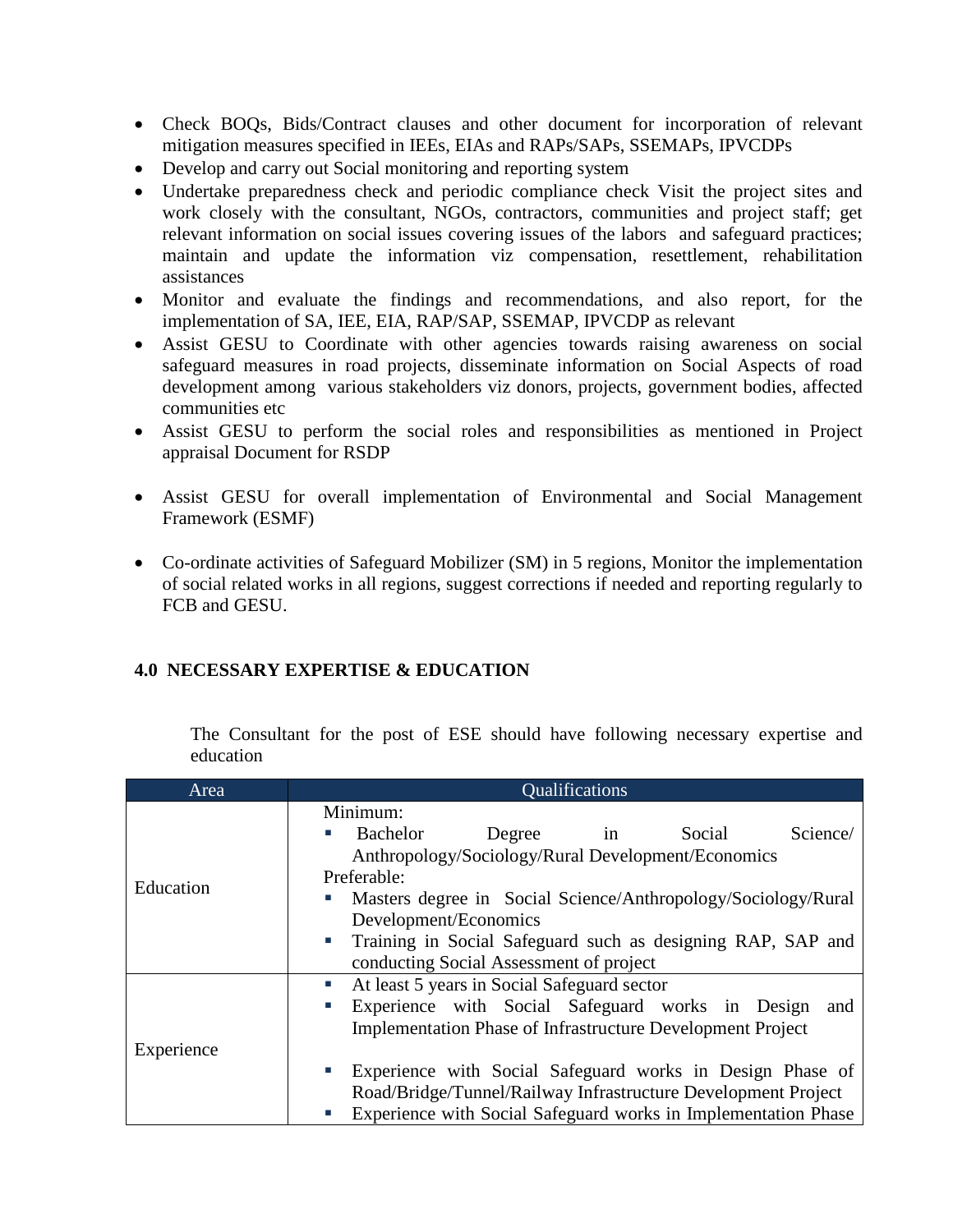- Check BOQs, Bids/Contract clauses and other document for incorporation of relevant mitigation measures specified in IEEs, EIAs and RAPs/SAPs, SSEMAPs, IPVCDPs
- Develop and carry out Social monitoring and reporting system
- Undertake preparedness check and periodic compliance check Visit the project sites and work closely with the consultant, NGOs, contractors, communities and project staff; get relevant information on social issues covering issues of the labors and safeguard practices; maintain and update the information viz compensation, resettlement, rehabilitation assistances
- Monitor and evaluate the findings and recommendations, and also report, for the implementation of SA, IEE, EIA, RAP/SAP, SSEMAP, IPVCDP as relevant
- Assist GESU to Coordinate with other agencies towards raising awareness on social safeguard measures in road projects, disseminate information on Social Aspects of road development among various stakeholders viz donors, projects, government bodies, affected communities etc
- Assist GESU to perform the social roles and responsibilities as mentioned in Project appraisal Document for RSDP
- Assist GESU for overall implementation of Environmental and Social Management Framework (ESMF)
- Co-ordinate activities of Safeguard Mobilizer (SM) in 5 regions, Monitor the implementation of social related works in all regions, suggest corrections if needed and reporting regularly to FCB and GESU.

## 4.0 NECESSARY EXPERTISE & EDUCATION

The Consultant for the post of ESE should have following necessary expertise and education

| Area | Qualifications |
|---|---|
| Education | Minimum:<br>▪ Bachelor Degree in Social Science/ Anthropology/Sociology/Rural Development/Economics<br>Preferable:<br>▪ Masters degree in Social Science/Anthropology/Sociology/Rural Development/Economics<br>▪ Training in Social Safeguard such as designing RAP, SAP and conducting Social Assessment of project |
| Experience | ▪ At least 5 years in Social Safeguard sector<br>▪ Experience with Social Safeguard works in Design and Implementation Phase of Infrastructure Development Project<br>▪ Experience with Social Safeguard works in Design Phase of Road/Bridge/Tunnel/Railway Infrastructure Development Project<br>▪ Experience with Social Safeguard works in Implementation Phase |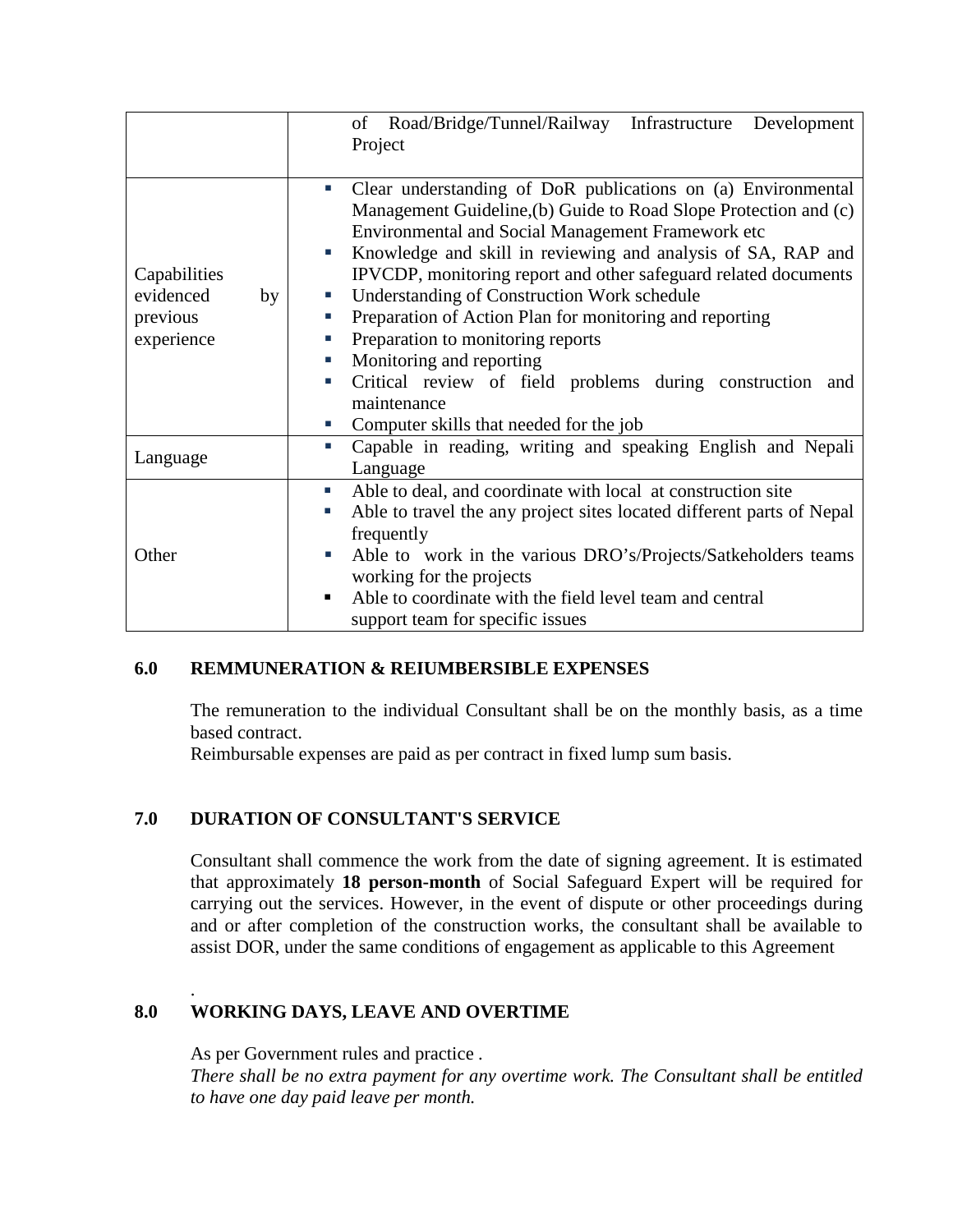| | |
|---|---|
| | of Road/Bridge/Tunnel/Railway Infrastructure Development Project |
| Capabilities evidenced by previous experience | ▪ Clear understanding of DoR publications on (a) Environmental Management Guideline,(b) Guide to Road Slope Protection and (c) Environmental and Social Management Framework etc<br>▪ Knowledge and skill in reviewing and analysis of SA, RAP and IPVCDP, monitoring report and other safeguard related documents<br>▪ Understanding of Construction Work schedule<br>▪ Preparation of Action Plan for monitoring and reporting<br>▪ Preparation to monitoring reports<br>▪ Monitoring and reporting<br>▪ Critical review of field problems during construction and maintenance<br>▪ Computer skills that needed for the job |
| Language | ▪ Capable in reading, writing and speaking English and Nepali Language |
| Other | ▪ Able to deal, and coordinate with local at construction site<br>▪ Able to travel the any project sites located different parts of Nepal frequently<br>▪ Able to work in the various DRO's/Projects/Satkeholders teams working for the projects<br>▪ Able to coordinate with the field level team and central support team for specific issues |

## 6.0 REMMUNERATION & REIUMBERSIBLE EXPENSES

The remuneration to the individual Consultant shall be on the monthly basis, as a time based contract.
Reimbursable expenses are paid as per contract in fixed lump sum basis.

## 7.0 DURATION OF CONSULTANT'S SERVICE

Consultant shall commence the work from the date of signing agreement. It is estimated that approximately **18 person-month** of Social Safeguard Expert will be required for carrying out the services. However, in the event of dispute or other proceedings during and or after completion of the construction works, the consultant shall be available to assist DOR, under the same conditions of engagement as applicable to this Agreement

.

## 8.0 WORKING DAYS, LEAVE AND OVERTIME

As per Government rules and practice .
*There shall be no extra payment for any overtime work. The Consultant shall be entitled to have one day paid leave per month.*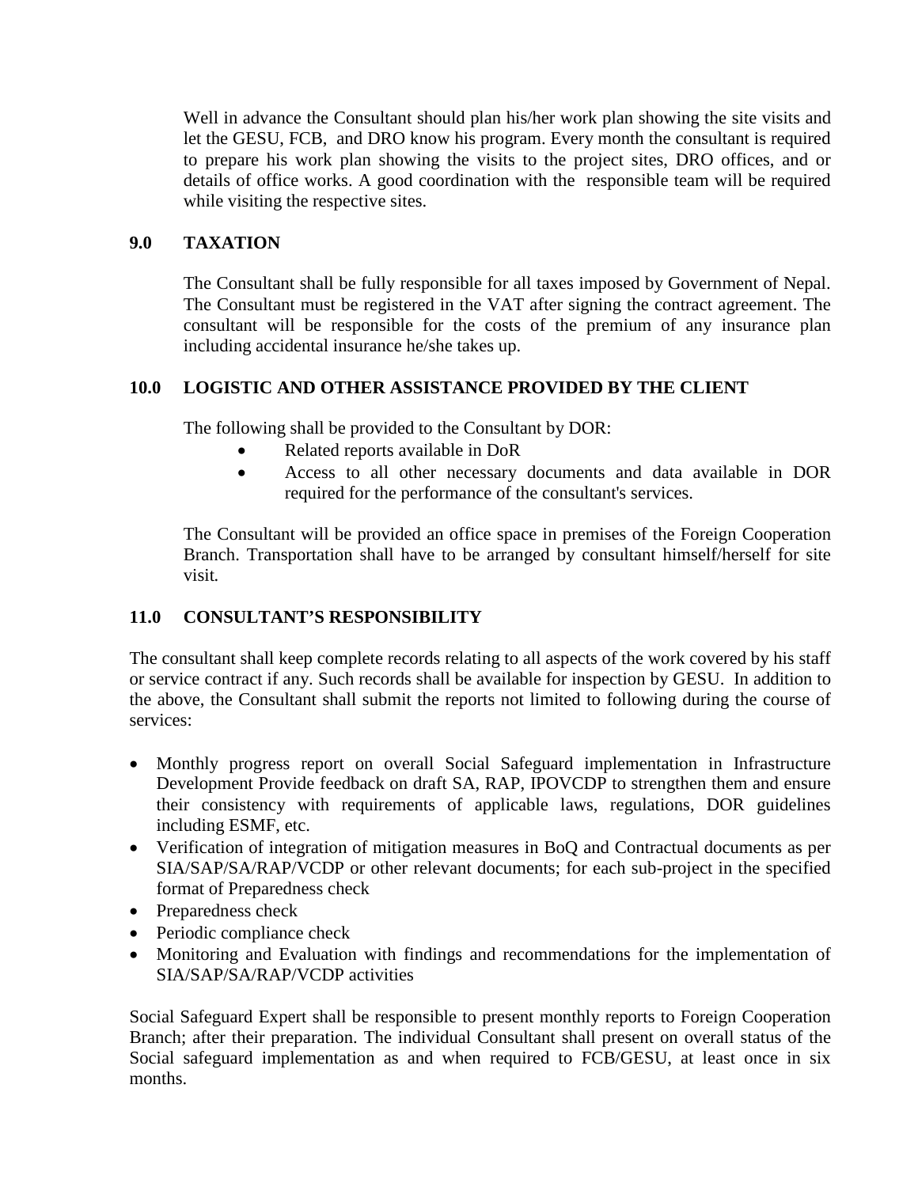Well in advance the Consultant should plan his/her work plan showing the site visits and let the GESU, FCB, and DRO know his program. Every month the consultant is required to prepare his work plan showing the visits to the project sites, DRO offices, and or details of office works. A good coordination with the responsible team will be required while visiting the respective sites.

## 9.0 TAXATION

The Consultant shall be fully responsible for all taxes imposed by Government of Nepal. The Consultant must be registered in the VAT after signing the contract agreement. The consultant will be responsible for the costs of the premium of any insurance plan including accidental insurance he/she takes up.

## 10.0 LOGISTIC AND OTHER ASSISTANCE PROVIDED BY THE CLIENT

The following shall be provided to the Consultant by DOR:

- Related reports available in DoR
- Access to all other necessary documents and data available in DOR required for the performance of the consultant's services.

The Consultant will be provided an office space in premises of the Foreign Cooperation Branch. Transportation shall have to be arranged by consultant himself/herself for site visit.

## 11.0 CONSULTANT'S RESPONSIBILITY

The consultant shall keep complete records relating to all aspects of the work covered by his staff or service contract if any. Such records shall be available for inspection by GESU. In addition to the above, the Consultant shall submit the reports not limited to following during the course of services:

- Monthly progress report on overall Social Safeguard implementation in Infrastructure Development Provide feedback on draft SA, RAP, IPOVCDP to strengthen them and ensure their consistency with requirements of applicable laws, regulations, DOR guidelines including ESMF, etc.
- Verification of integration of mitigation measures in BoQ and Contractual documents as per SIA/SAP/SA/RAP/VCDP or other relevant documents; for each sub-project in the specified format of Preparedness check
- Preparedness check
- Periodic compliance check
- Monitoring and Evaluation with findings and recommendations for the implementation of SIA/SAP/SA/RAP/VCDP activities

Social Safeguard Expert shall be responsible to present monthly reports to Foreign Cooperation Branch; after their preparation. The individual Consultant shall present on overall status of the Social safeguard implementation as and when required to FCB/GESU, at least once in six months.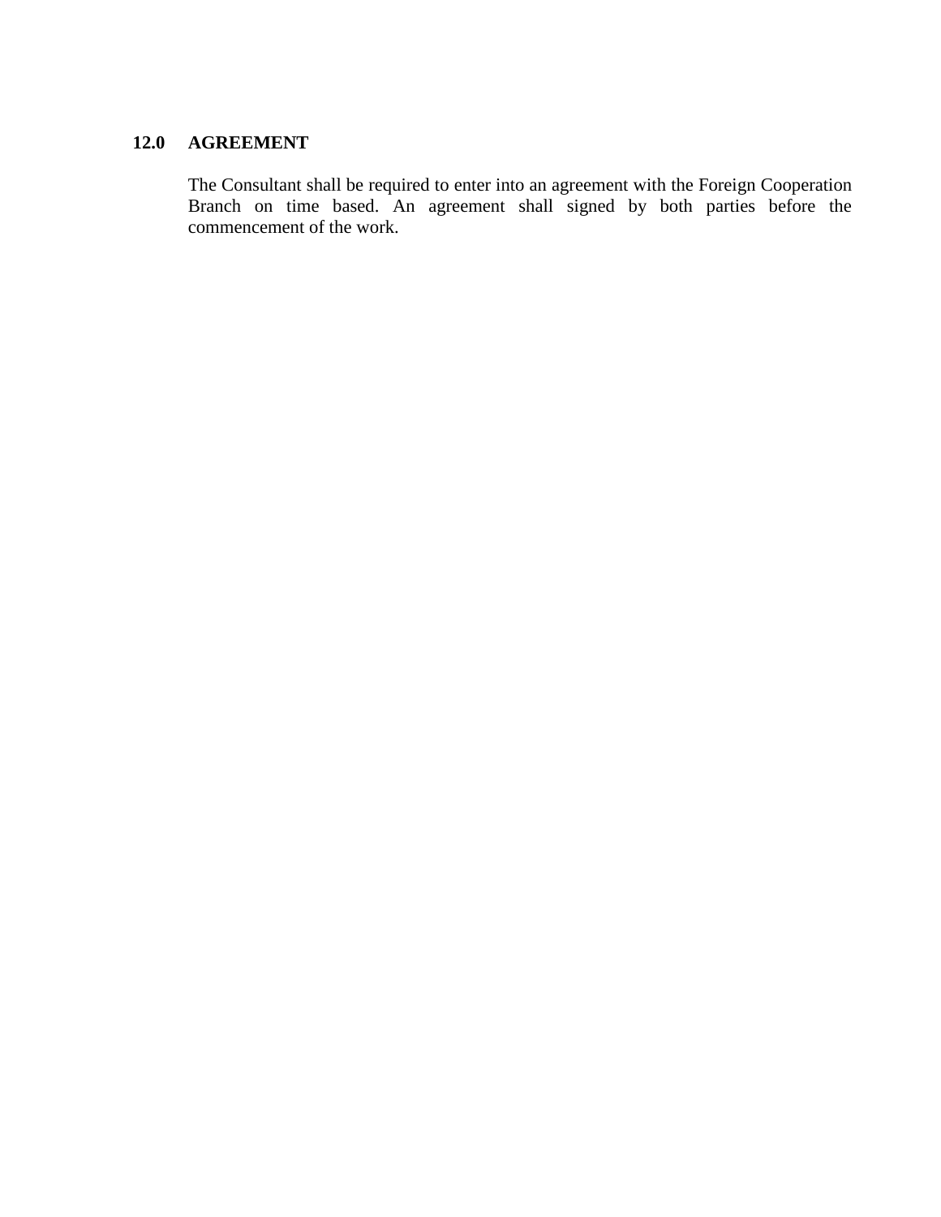## 12.0 AGREEMENT

The Consultant shall be required to enter into an agreement with the Foreign Cooperation Branch on time based. An agreement shall signed by both parties before the commencement of the work.